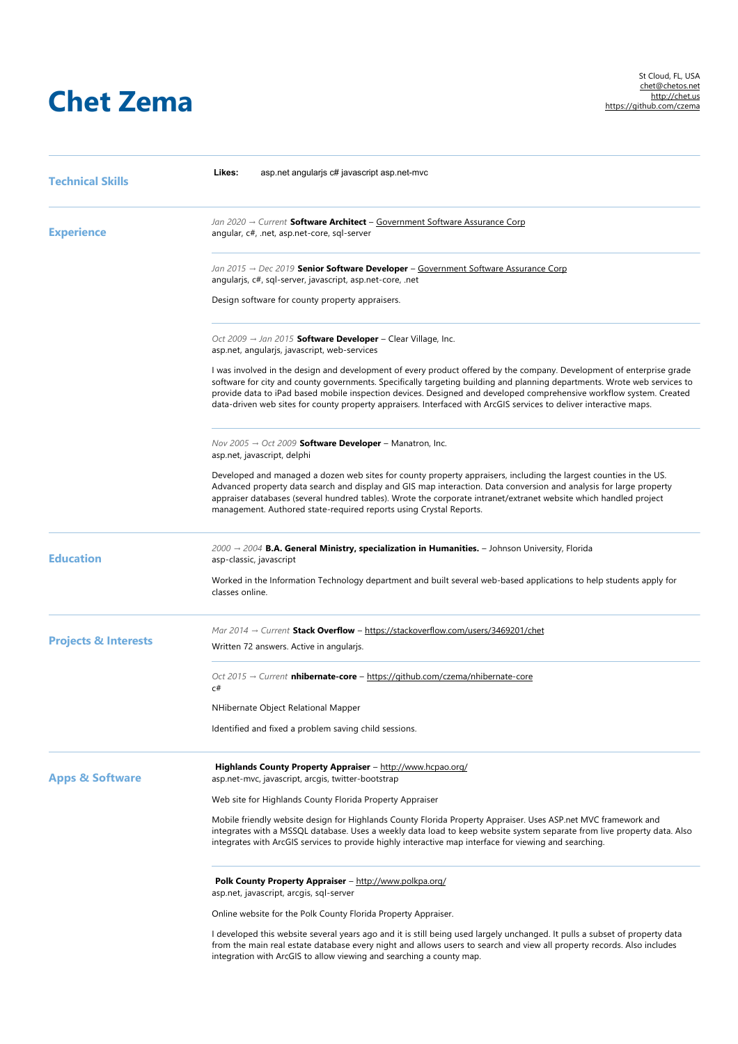# Chet Zema

St Cloud, FL, USA
chet@chetos.net
http://chet.us
https://github.com/czema

## Technical Skills

**Likes:** asp.net angularjs c# javascript asp.net-mvc

## Experience

*Jan 2020 → Current* **Software Architect** – Government Software Assurance Corp
angular, c#, .net, asp.net-core, sql-server

*Jan 2015 → Dec 2019* **Senior Software Developer** – Government Software Assurance Corp
angularjs, c#, sql-server, javascript, asp.net-core, .net

Design software for county property appraisers.

*Oct 2009 → Jan 2015* **Software Developer** – Clear Village, Inc.
asp.net, angularjs, javascript, web-services

I was involved in the design and development of every product offered by the company. Development of enterprise grade software for city and county governments. Specifically targeting building and planning departments. Wrote web services to provide data to iPad based mobile inspection devices. Designed and developed comprehensive workflow system. Created data-driven web sites for county property appraisers. Interfaced with ArcGIS services to deliver interactive maps.

*Nov 2005 → Oct 2009* **Software Developer** – Manatron, Inc.
asp.net, javascript, delphi

Developed and managed a dozen web sites for county property appraisers, including the largest counties in the US. Advanced property data search and display and GIS map interaction. Data conversion and analysis for large property appraiser databases (several hundred tables). Wrote the corporate intranet/extranet website which handled project management. Authored state-required reports using Crystal Reports.

## Education

*2000 → 2004* **B.A. General Ministry, specialization in Humanities.** – Johnson University, Florida
asp-classic, javascript

Worked in the Information Technology department and built several web-based applications to help students apply for classes online.

## Projects & Interests

*Mar 2014 → Current* **Stack Overflow** – https://stackoverflow.com/users/3469201/chet

Written 72 answers. Active in angularjs.

*Oct 2015 → Current* **nhibernate-core** – https://github.com/czema/nhibernate-core
c#

NHibernate Object Relational Mapper

Identified and fixed a problem saving child sessions.

## Apps & Software

**Highlands County Property Appraiser** – http://www.hcpao.org/
asp.net-mvc, javascript, arcgis, twitter-bootstrap

Web site for Highlands County Florida Property Appraiser

Mobile friendly website design for Highlands County Florida Property Appraiser. Uses ASP.net MVC framework and integrates with a MSSQL database. Uses a weekly data load to keep website system separate from live property data. Also integrates with ArcGIS services to provide highly interactive map interface for viewing and searching.

**Polk County Property Appraiser** – http://www.polkpa.org/
asp.net, javascript, arcgis, sql-server

Online website for the Polk County Florida Property Appraiser.

I developed this website several years ago and it is still being used largely unchanged. It pulls a subset of property data from the main real estate database every night and allows users to search and view all property records. Also includes integration with ArcGIS to allow viewing and searching a county map.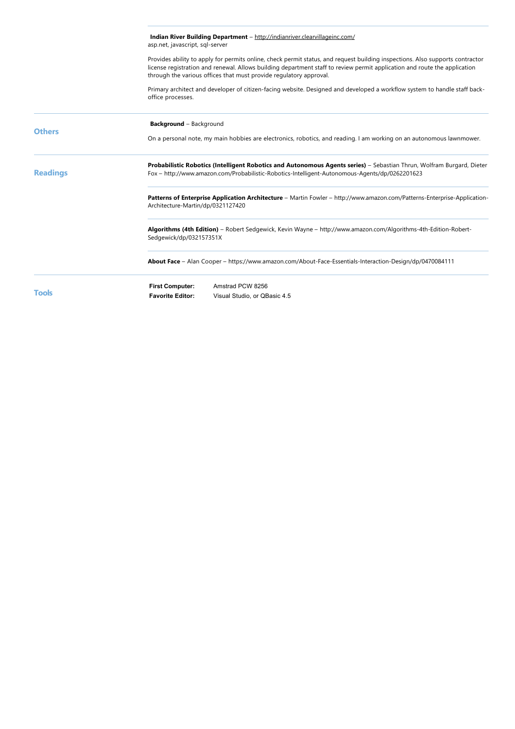**Indian River Building Department** – http://indianriver.clearvillageinc.com/
asp.net, javascript, sql-server

Provides ability to apply for permits online, check permit status, and request building inspections. Also supports contractor license registration and renewal. Allows building department staff to review permit application and route the application through the various offices that must provide regulatory approval.

Primary architect and developer of citizen-facing website. Designed and developed a workflow system to handle staff back-office processes.

## Others

**Background** – Background

On a personal note, my main hobbies are electronics, robotics, and reading. I am working on an autonomous lawnmower.

## Readings

**Probabilistic Robotics (Intelligent Robotics and Autonomous Agents series)** – Sebastian Thrun, Wolfram Burgard, Dieter Fox – http://www.amazon.com/Probabilistic-Robotics-Intelligent-Autonomous-Agents/dp/0262201623

**Patterns of Enterprise Application Architecture** – Martin Fowler – http://www.amazon.com/Patterns-Enterprise-Application-Architecture-Martin/dp/0321127420

**Algorithms (4th Edition)** – Robert Sedgewick, Kevin Wayne – http://www.amazon.com/Algorithms-4th-Edition-Robert-Sedgewick/dp/032157351X

**About Face** – Alan Cooper – https://www.amazon.com/About-Face-Essentials-Interaction-Design/dp/0470084111

## Tools

| | |
|---|---|
| **First Computer:** | Amstrad PCW 8256 |
| **Favorite Editor:** | Visual Studio, or QBasic 4.5 |